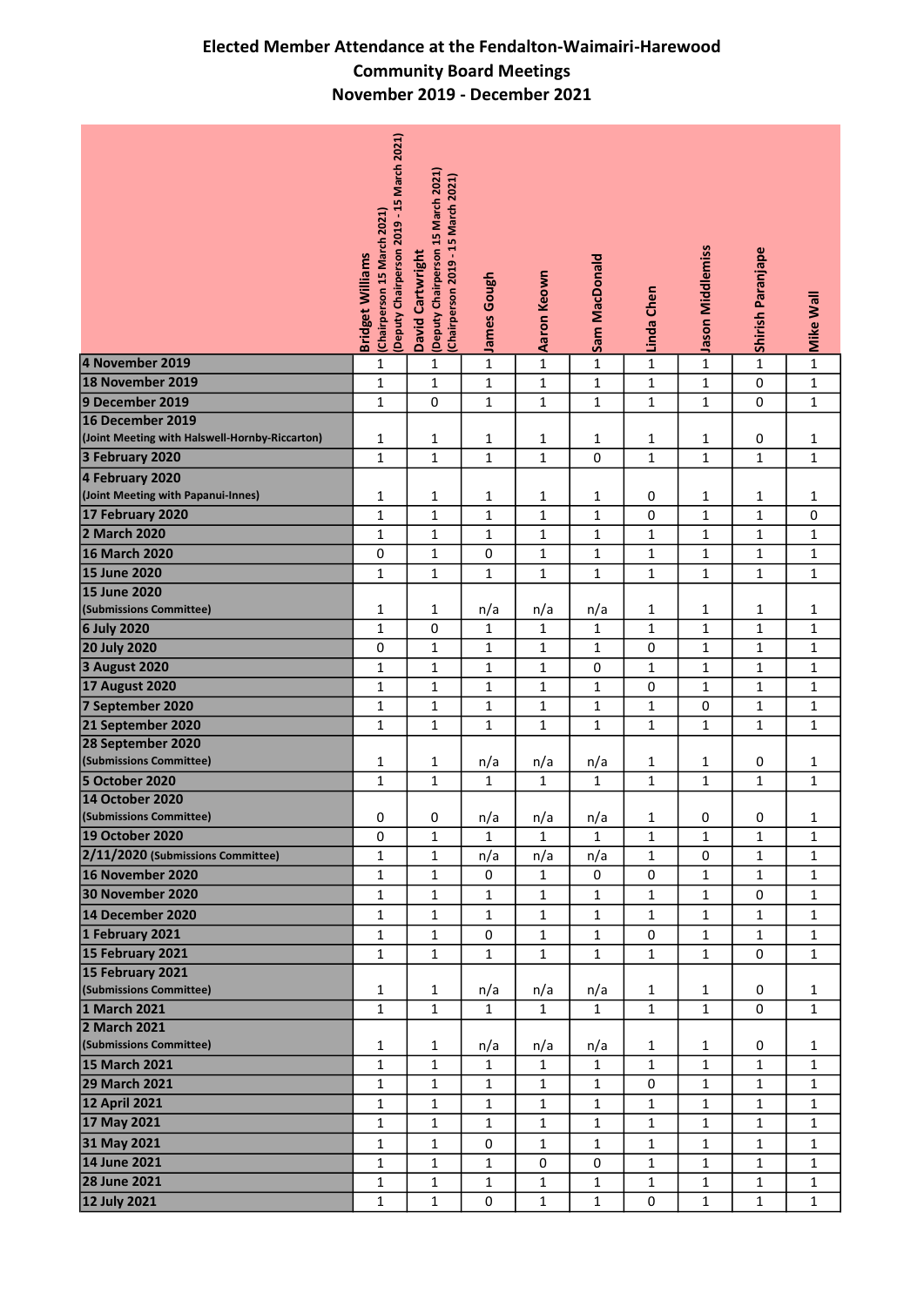# Elected Member Attendance at the Fendalton-Waimairi-Harewood Community Board Meetings November 2019 - December 2021

| | Bridget Williams (Chairperson 15 March 2021) (Deputy Chairperson 2019 - 15 March 2021) | David Cartwright (Deputy Chairperson 15 March 2021) (Chairperson 2019 - 15 March 2021) | James Gough | Aaron Keown | Sam MacDonald | Linda Chen | Jason Middlemiss | Shirish Paranjape | Mike Wall |
|---|---|---|---|---|---|---|---|---|---|
| **4 November 2019** | 1 | 1 | 1 | 1 | 1 | 1 | 1 | 1 | 1 |
| **18 November 2019** | 1 | 1 | 1 | 1 | 1 | 1 | 1 | 0 | 1 |
| **9 December 2019** | 1 | 0 | 1 | 1 | 1 | 1 | 1 | 0 | 1 |
| **16 December 2019 (Joint Meeting with Halswell-Hornby-Riccarton)** | 1 | 1 | 1 | 1 | 1 | 1 | 1 | 0 | 1 |
| **3 February 2020** | 1 | 1 | 1 | 1 | 0 | 1 | 1 | 1 | 1 |
| **4 February 2020 (Joint Meeting with Papanui-Innes)** | 1 | 1 | 1 | 1 | 1 | 0 | 1 | 1 | 1 |
| **17 February 2020** | 1 | 1 | 1 | 1 | 1 | 0 | 1 | 1 | 0 |
| **2 March 2020** | 1 | 1 | 1 | 1 | 1 | 1 | 1 | 1 | 1 |
| **16 March 2020** | 0 | 1 | 0 | 1 | 1 | 1 | 1 | 1 | 1 |
| **15 June 2020** | 1 | 1 | 1 | 1 | 1 | 1 | 1 | 1 | 1 |
| **15 June 2020 (Submissions Committee)** | 1 | 1 | n/a | n/a | n/a | 1 | 1 | 1 | 1 |
| **6 July 2020** | 1 | 0 | 1 | 1 | 1 | 1 | 1 | 1 | 1 |
| **20 July 2020** | 0 | 1 | 1 | 1 | 1 | 0 | 1 | 1 | 1 |
| **3 August 2020** | 1 | 1 | 1 | 1 | 0 | 1 | 1 | 1 | 1 |
| **17 August 2020** | 1 | 1 | 1 | 1 | 1 | 0 | 1 | 1 | 1 |
| **7 September 2020** | 1 | 1 | 1 | 1 | 1 | 1 | 0 | 1 | 1 |
| **21 September 2020** | 1 | 1 | 1 | 1 | 1 | 1 | 1 | 1 | 1 |
| **28 September 2020 (Submissions Committee)** | 1 | 1 | n/a | n/a | n/a | 1 | 1 | 0 | 1 |
| **5 October 2020** | 1 | 1 | 1 | 1 | 1 | 1 | 1 | 1 | 1 |
| **14 October 2020 (Submissions Committee)** | 0 | 0 | n/a | n/a | n/a | 1 | 0 | 0 | 1 |
| **19 October 2020** | 0 | 1 | 1 | 1 | 1 | 1 | 1 | 1 | 1 |
| **2/11/2020 (Submissions Committee)** | 1 | 1 | n/a | n/a | n/a | 1 | 0 | 1 | 1 |
| **16 November 2020** | 1 | 1 | 0 | 1 | 0 | 0 | 1 | 1 | 1 |
| **30 November 2020** | 1 | 1 | 1 | 1 | 1 | 1 | 1 | 0 | 1 |
| **14 December 2020** | 1 | 1 | 1 | 1 | 1 | 1 | 1 | 1 | 1 |
| **1 February 2021** | 1 | 1 | 0 | 1 | 1 | 0 | 1 | 1 | 1 |
| **15 February 2021** | 1 | 1 | 1 | 1 | 1 | 1 | 1 | 0 | 1 |
| **15 February 2021 (Submissions Committee)** | 1 | 1 | n/a | n/a | n/a | 1 | 1 | 0 | 1 |
| **1 March 2021** | 1 | 1 | 1 | 1 | 1 | 1 | 1 | 0 | 1 |
| **2 March 2021 (Submissions Committee)** | 1 | 1 | n/a | n/a | n/a | 1 | 1 | 0 | 1 |
| **15 March 2021** | 1 | 1 | 1 | 1 | 1 | 1 | 1 | 1 | 1 |
| **29 March 2021** | 1 | 1 | 1 | 1 | 1 | 0 | 1 | 1 | 1 |
| **12 April 2021** | 1 | 1 | 1 | 1 | 1 | 1 | 1 | 1 | 1 |
| **17 May 2021** | 1 | 1 | 1 | 1 | 1 | 1 | 1 | 1 | 1 |
| **31 May 2021** | 1 | 1 | 0 | 1 | 1 | 1 | 1 | 1 | 1 |
| **14 June 2021** | 1 | 1 | 1 | 0 | 0 | 1 | 1 | 1 | 1 |
| **28 June 2021** | 1 | 1 | 1 | 1 | 1 | 1 | 1 | 1 | 1 |
| **12 July 2021** | 1 | 1 | 0 | 1 | 1 | 0 | 1 | 1 | 1 |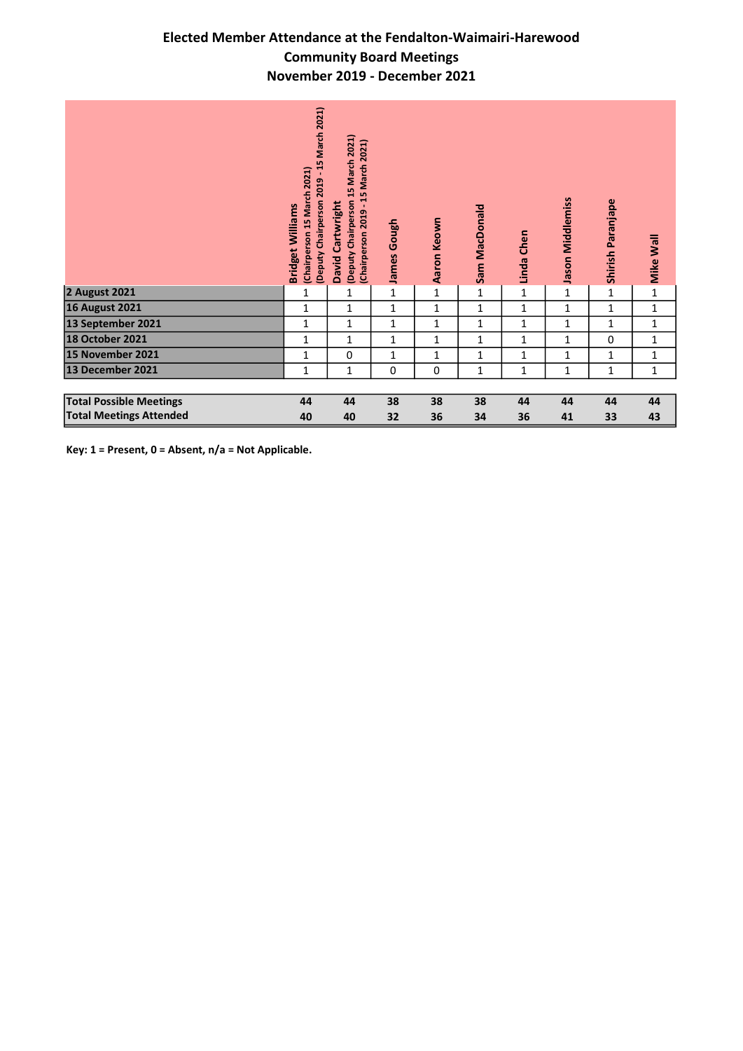# Elected Member Attendance at the Fendalton-Waimairi-Harewood Community Board Meetings November 2019 - December 2021

| | Bridget Williams (Chairperson 15 March 2021) (Deputy Chairperson 2019 - 15 March 2021) | David Cartwright (Deputy Chairperson 15 March 2021) (Chairperson 2019 - 15 March 2021) | James Gough | Aaron Keown | Sam MacDonald | Linda Chen | Jason Middlemiss | Shirish Paranjape | Mike Wall |
|---|---|---|---|---|---|---|---|---|---|
| 2 August 2021 | 1 | 1 | 1 | 1 | 1 | 1 | 1 | 1 | 1 |
| 16 August 2021 | 1 | 1 | 1 | 1 | 1 | 1 | 1 | 1 | 1 |
| 13 September 2021 | 1 | 1 | 1 | 1 | 1 | 1 | 1 | 1 | 1 |
| 18 October 2021 | 1 | 1 | 1 | 1 | 1 | 1 | 1 | 0 | 1 |
| 15 November 2021 | 1 | 0 | 1 | 1 | 1 | 1 | 1 | 1 | 1 |
| 13 December 2021 | 1 | 1 | 0 | 0 | 1 | 1 | 1 | 1 | 1 |
| **Total Possible Meetings** | **44** | **44** | **38** | **38** | **38** | **44** | **44** | **44** | **44** |
| **Total Meetings Attended** | **40** | **40** | **32** | **36** | **34** | **36** | **41** | **33** | **43** |

**Key: 1 = Present, 0 = Absent, n/a = Not Applicable.**